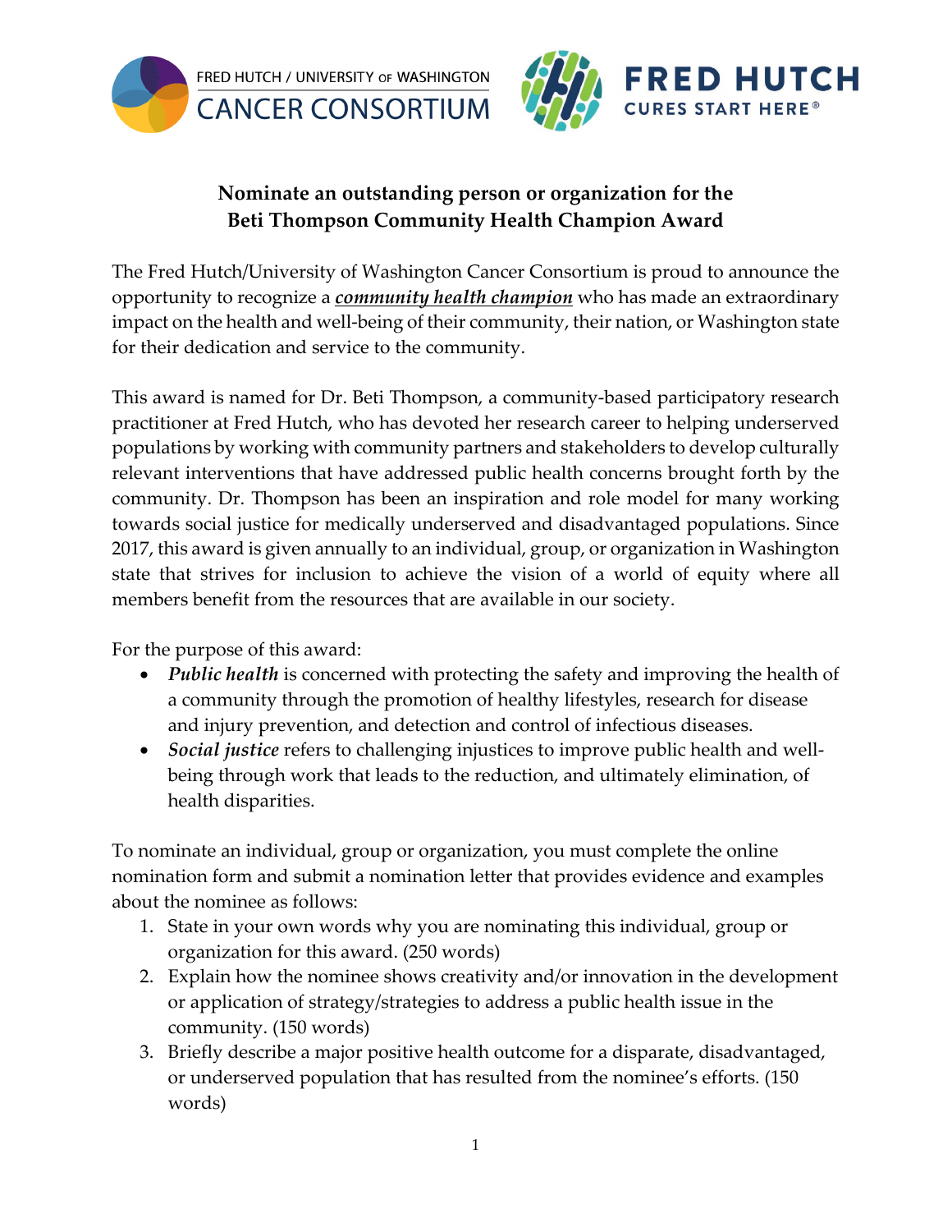FRED HUTCH / UNIVERSITY of WASHINGTON CANCER CONSORTIUM

FRED HUTCH CURES START HERE®

## Nominate an outstanding person or organization for the Beti Thompson Community Health Champion Award

The Fred Hutch/University of Washington Cancer Consortium is proud to announce the opportunity to recognize a ***community health champion*** who has made an extraordinary impact on the health and well-being of their community, their nation, or Washington state for their dedication and service to the community.

This award is named for Dr. Beti Thompson, a community-based participatory research practitioner at Fred Hutch, who has devoted her research career to helping underserved populations by working with community partners and stakeholders to develop culturally relevant interventions that have addressed public health concerns brought forth by the community. Dr. Thompson has been an inspiration and role model for many working towards social justice for medically underserved and disadvantaged populations. Since 2017, this award is given annually to an individual, group, or organization in Washington state that strives for inclusion to achieve the vision of a world of equity where all members benefit from the resources that are available in our society.

For the purpose of this award:

- ***Public health*** is concerned with protecting the safety and improving the health of a community through the promotion of healthy lifestyles, research for disease and injury prevention, and detection and control of infectious diseases.
- ***Social justice*** refers to challenging injustices to improve public health and well-being through work that leads to the reduction, and ultimately elimination, of health disparities.

To nominate an individual, group or organization, you must complete the online nomination form and submit a nomination letter that provides evidence and examples about the nominee as follows:

1. State in your own words why you are nominating this individual, group or organization for this award. (250 words)
2. Explain how the nominee shows creativity and/or innovation in the development or application of strategy/strategies to address a public health issue in the community. (150 words)
3. Briefly describe a major positive health outcome for a disparate, disadvantaged, or underserved population that has resulted from the nominee's efforts. (150 words)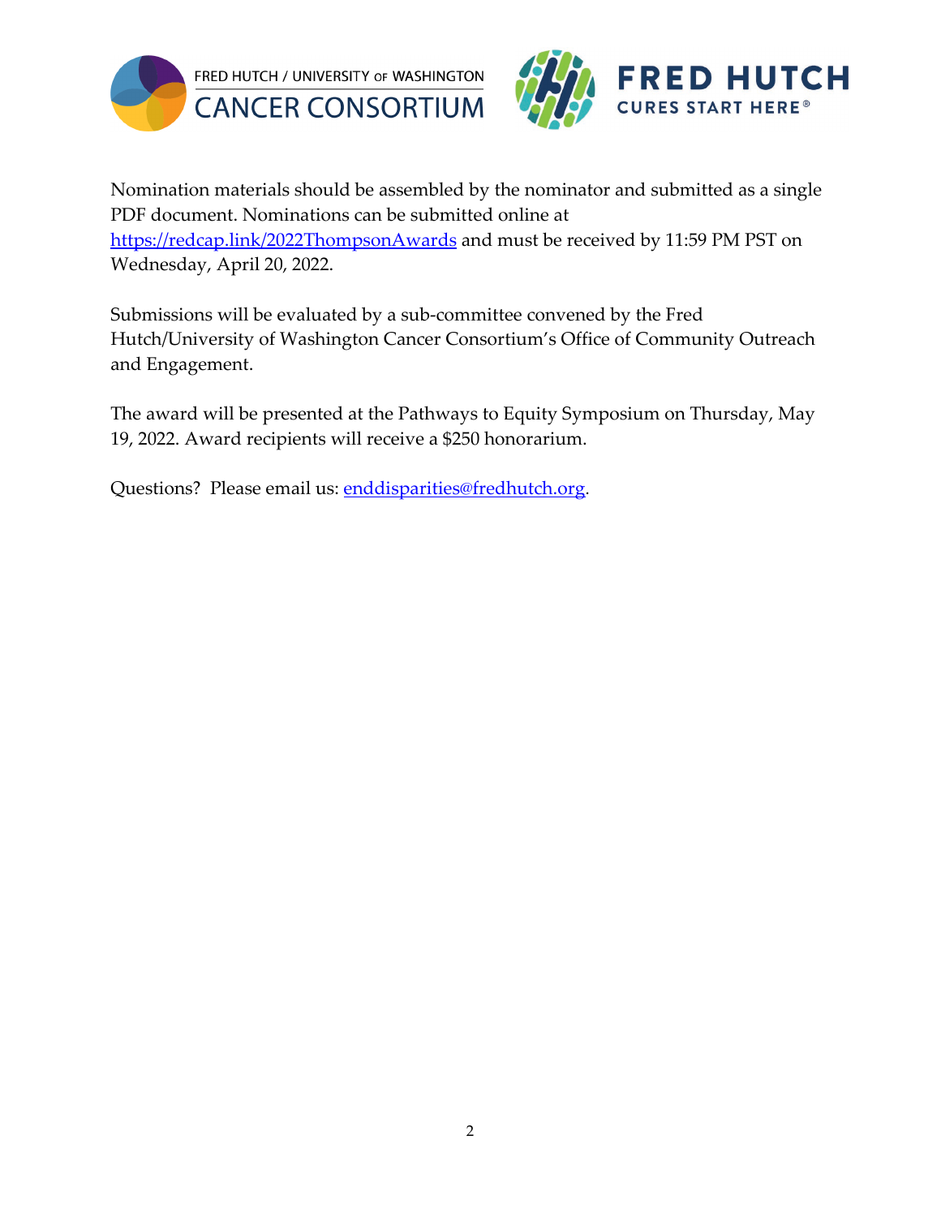Nomination materials should be assembled by the nominator and submitted as a single PDF document. Nominations can be submitted online at https://redcap.link/2022ThompsonAwards and must be received by 11:59 PM PST on Wednesday, April 20, 2022.

Submissions will be evaluated by a sub-committee convened by the Fred Hutch/University of Washington Cancer Consortium's Office of Community Outreach and Engagement.

The award will be presented at the Pathways to Equity Symposium on Thursday, May 19, 2022. Award recipients will receive a $250 honorarium.

Questions? Please email us: enddisparities@fredhutch.org.